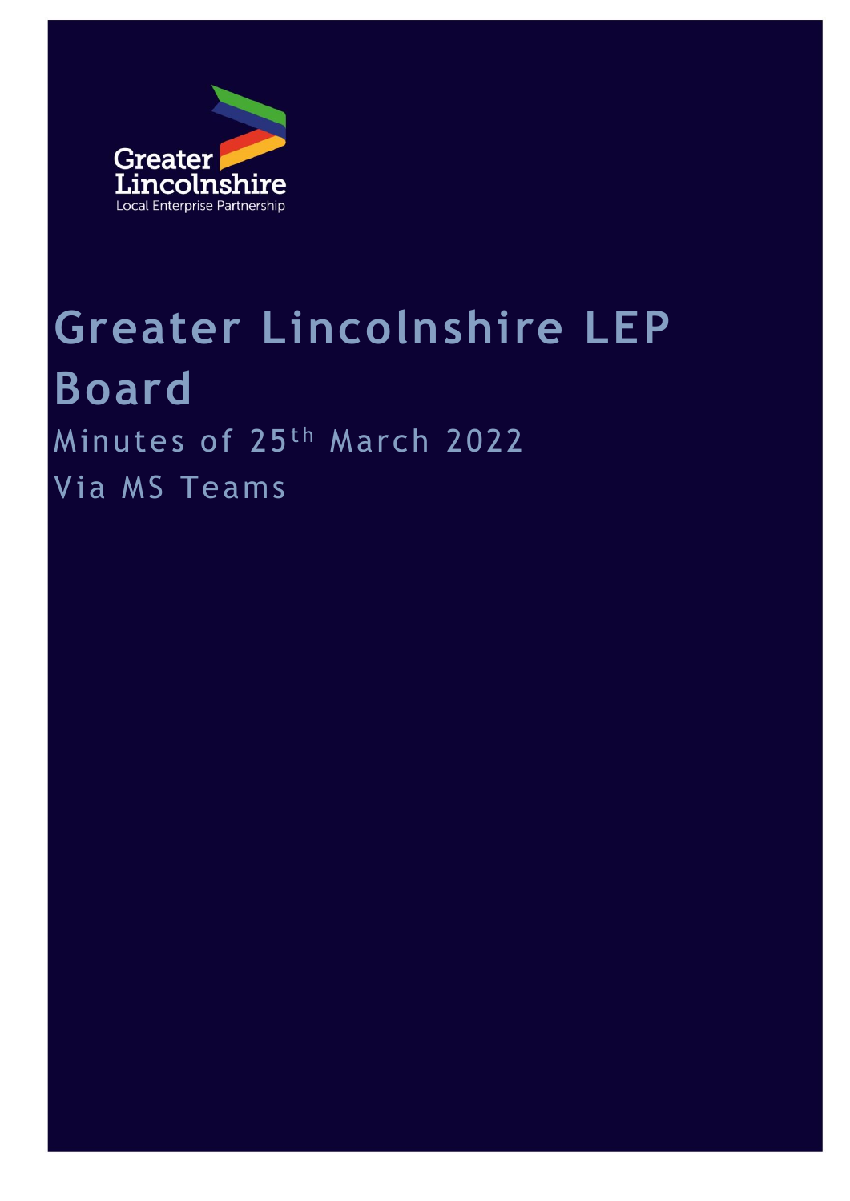Greater Lincolnshire
Local Enterprise Partnership

# Greater Lincolnshire LEP Board

Minutes of 25th March 2022

Via MS Teams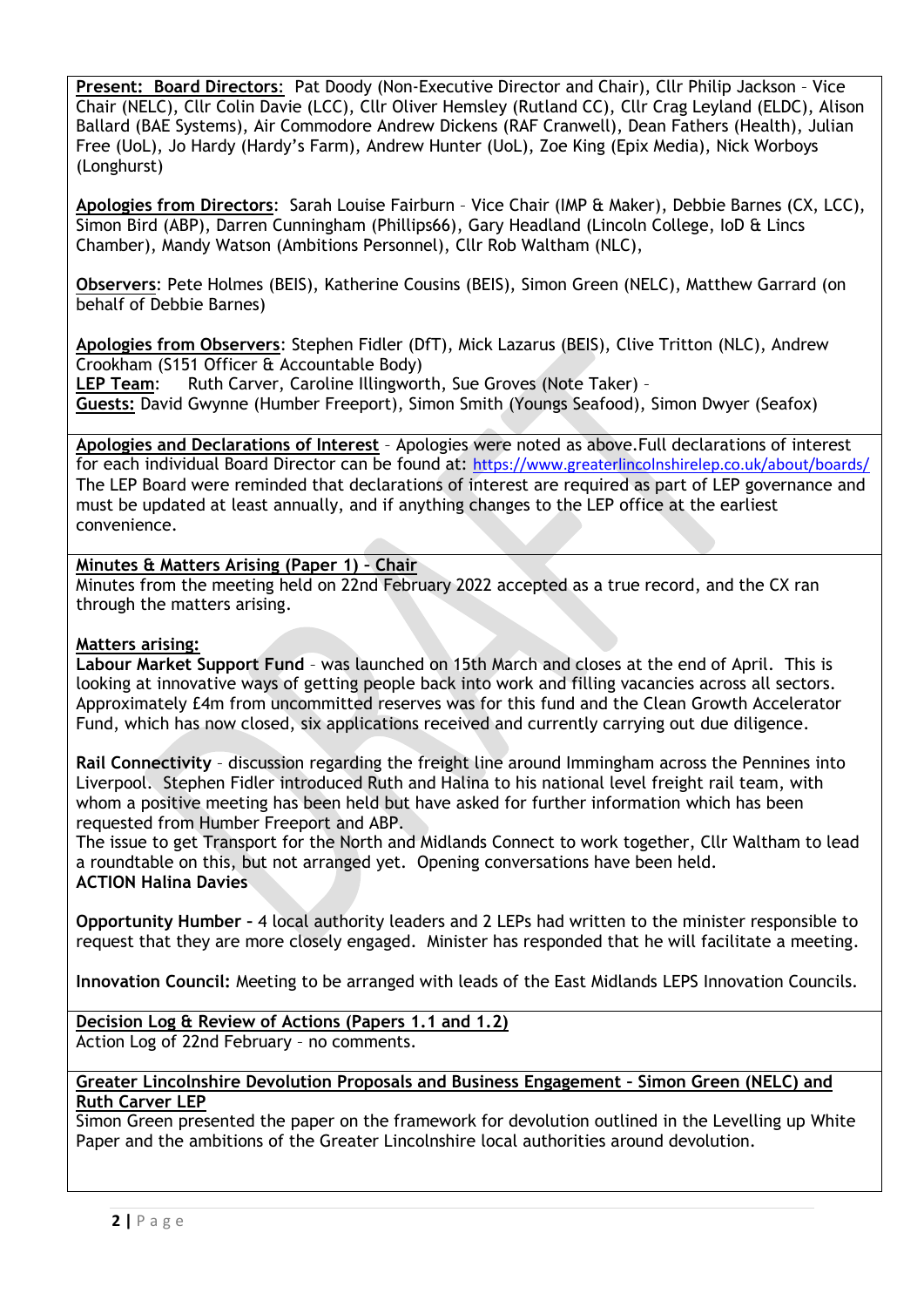**Present: Board Directors**: Pat Doody (Non-Executive Director and Chair), Cllr Philip Jackson – Vice Chair (NELC), Cllr Colin Davie (LCC), Cllr Oliver Hemsley (Rutland CC), Cllr Crag Leyland (ELDC), Alison Ballard (BAE Systems), Air Commodore Andrew Dickens (RAF Cranwell), Dean Fathers (Health), Julian Free (UoL), Jo Hardy (Hardy's Farm), Andrew Hunter (UoL), Zoe King (Epix Media), Nick Worboys (Longhurst)

**Apologies from Directors**: Sarah Louise Fairburn – Vice Chair (IMP & Maker), Debbie Barnes (CX, LCC), Simon Bird (ABP), Darren Cunningham (Phillips66), Gary Headland (Lincoln College, IoD & Lincs Chamber), Mandy Watson (Ambitions Personnel), Cllr Rob Waltham (NLC),

**Observers**: Pete Holmes (BEIS), Katherine Cousins (BEIS), Simon Green (NELC), Matthew Garrard (on behalf of Debbie Barnes)

**Apologies from Observers**: Stephen Fidler (DfT), Mick Lazarus (BEIS), Clive Tritton (NLC), Andrew Crookham (S151 Officer & Accountable Body)
**LEP Team**: Ruth Carver, Caroline Illingworth, Sue Groves (Note Taker) –
**Guests:** David Gwynne (Humber Freeport), Simon Smith (Youngs Seafood), Simon Dwyer (Seafox)

**Apologies and Declarations of Interest** – Apologies were noted as above.Full declarations of interest for each individual Board Director can be found at: https://www.greaterlincolnshirelep.co.uk/about/boards/
The LEP Board were reminded that declarations of interest are required as part of LEP governance and must be updated at least annually, and if anything changes to the LEP office at the earliest convenience.

**Minutes & Matters Arising (Paper 1) – Chair**
Minutes from the meeting held on 22nd February 2022 accepted as a true record, and the CX ran through the matters arising.

**Matters arising:**
**Labour Market Support Fund** – was launched on 15th March and closes at the end of April. This is looking at innovative ways of getting people back into work and filling vacancies across all sectors. Approximately £4m from uncommitted reserves was for this fund and the Clean Growth Accelerator Fund, which has now closed, six applications received and currently carrying out due diligence.

**Rail Connectivity** – discussion regarding the freight line around Immingham across the Pennines into Liverpool. Stephen Fidler introduced Ruth and Halina to his national level freight rail team, with whom a positive meeting has been held but have asked for further information which has been requested from Humber Freeport and ABP.
The issue to get Transport for the North and Midlands Connect to work together, Cllr Waltham to lead a roundtable on this, but not arranged yet. Opening conversations have been held.
**ACTION Halina Davies**

**Opportunity Humber –** 4 local authority leaders and 2 LEPs had written to the minister responsible to request that they are more closely engaged. Minister has responded that he will facilitate a meeting.

**Innovation Council:** Meeting to be arranged with leads of the East Midlands LEPS Innovation Councils.

**Decision Log & Review of Actions (Papers 1.1 and 1.2)**
Action Log of 22nd February – no comments.

**Greater Lincolnshire Devolution Proposals and Business Engagement – Simon Green (NELC) and Ruth Carver LEP**
Simon Green presented the paper on the framework for devolution outlined in the Levelling up White Paper and the ambitions of the Greater Lincolnshire local authorities around devolution.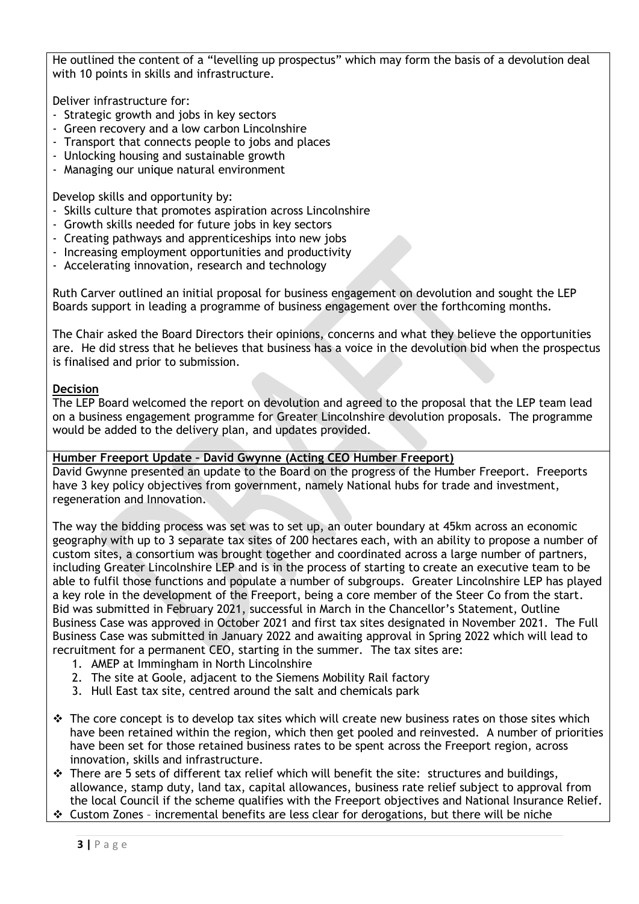He outlined the content of a "levelling up prospectus" which may form the basis of a devolution deal with 10 points in skills and infrastructure.

Deliver infrastructure for:

- Strategic growth and jobs in key sectors
- Green recovery and a low carbon Lincolnshire
- Transport that connects people to jobs and places
- Unlocking housing and sustainable growth
- Managing our unique natural environment

Develop skills and opportunity by:

- Skills culture that promotes aspiration across Lincolnshire
- Growth skills needed for future jobs in key sectors
- Creating pathways and apprenticeships into new jobs
- Increasing employment opportunities and productivity
- Accelerating innovation, research and technology

Ruth Carver outlined an initial proposal for business engagement on devolution and sought the LEP Boards support in leading a programme of business engagement over the forthcoming months.

The Chair asked the Board Directors their opinions, concerns and what they believe the opportunities are. He did stress that he believes that business has a voice in the devolution bid when the prospectus is finalised and prior to submission.

**Decision**

The LEP Board welcomed the report on devolution and agreed to the proposal that the LEP team lead on a business engagement programme for Greater Lincolnshire devolution proposals. The programme would be added to the delivery plan, and updates provided.

**Humber Freeport Update – David Gwynne (Acting CEO Humber Freeport)**

David Gwynne presented an update to the Board on the progress of the Humber Freeport. Freeports have 3 key policy objectives from government, namely National hubs for trade and investment, regeneration and Innovation.

The way the bidding process was set was to set up, an outer boundary at 45km across an economic geography with up to 3 separate tax sites of 200 hectares each, with an ability to propose a number of custom sites, a consortium was brought together and coordinated across a large number of partners, including Greater Lincolnshire LEP and is in the process of starting to create an executive team to be able to fulfil those functions and populate a number of subgroups. Greater Lincolnshire LEP has played a key role in the development of the Freeport, being a core member of the Steer Co from the start. Bid was submitted in February 2021, successful in March in the Chancellor's Statement, Outline Business Case was approved in October 2021 and first tax sites designated in November 2021. The Full Business Case was submitted in January 2022 and awaiting approval in Spring 2022 which will lead to recruitment for a permanent CEO, starting in the summer. The tax sites are:

1. AMEP at Immingham in North Lincolnshire
2. The site at Goole, adjacent to the Siemens Mobility Rail factory
3. Hull East tax site, centred around the salt and chemicals park

- The core concept is to develop tax sites which will create new business rates on those sites which have been retained within the region, which then get pooled and reinvested. A number of priorities have been set for those retained business rates to be spent across the Freeport region, across innovation, skills and infrastructure.
- There are 5 sets of different tax relief which will benefit the site: structures and buildings, allowance, stamp duty, land tax, capital allowances, business rate relief subject to approval from the local Council if the scheme qualifies with the Freeport objectives and National Insurance Relief.
- Custom Zones – incremental benefits are less clear for derogations, but there will be niche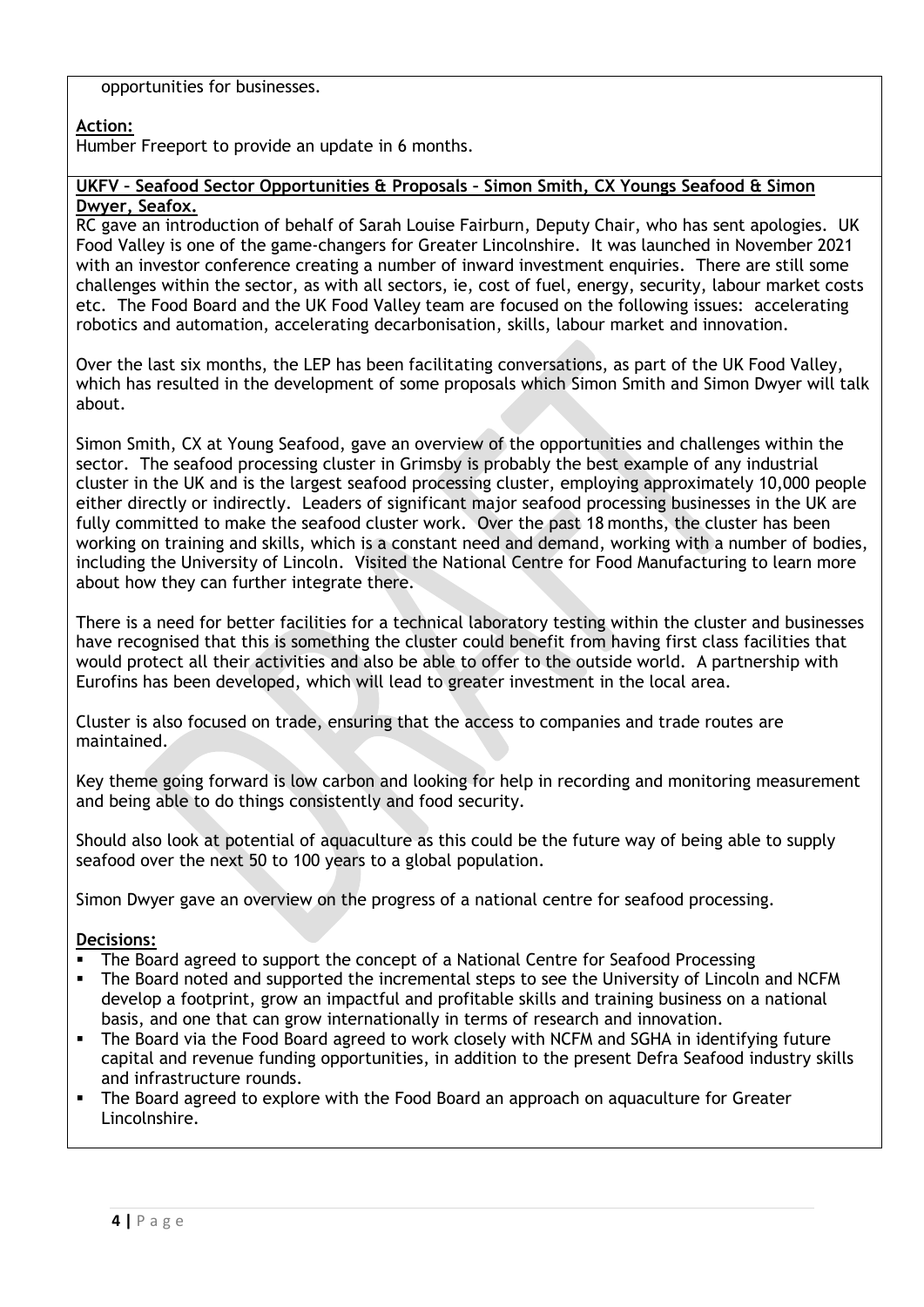opportunities for businesses.

**Action:**
Humber Freeport to provide an update in 6 months.

**UKFV – Seafood Sector Opportunities & Proposals – Simon Smith, CX Youngs Seafood & Simon Dwyer, Seafox.**

RC gave an introduction of behalf of Sarah Louise Fairburn, Deputy Chair, who has sent apologies. UK Food Valley is one of the game-changers for Greater Lincolnshire. It was launched in November 2021 with an investor conference creating a number of inward investment enquiries. There are still some challenges within the sector, as with all sectors, ie, cost of fuel, energy, security, labour market costs etc. The Food Board and the UK Food Valley team are focused on the following issues: accelerating robotics and automation, accelerating decarbonisation, skills, labour market and innovation.

Over the last six months, the LEP has been facilitating conversations, as part of the UK Food Valley, which has resulted in the development of some proposals which Simon Smith and Simon Dwyer will talk about.

Simon Smith, CX at Young Seafood, gave an overview of the opportunities and challenges within the sector. The seafood processing cluster in Grimsby is probably the best example of any industrial cluster in the UK and is the largest seafood processing cluster, employing approximately 10,000 people either directly or indirectly. Leaders of significant major seafood processing businesses in the UK are fully committed to make the seafood cluster work. Over the past 18 months, the cluster has been working on training and skills, which is a constant need and demand, working with a number of bodies, including the University of Lincoln. Visited the National Centre for Food Manufacturing to learn more about how they can further integrate there.

There is a need for better facilities for a technical laboratory testing within the cluster and businesses have recognised that this is something the cluster could benefit from having first class facilities that would protect all their activities and also be able to offer to the outside world. A partnership with Eurofins has been developed, which will lead to greater investment in the local area.

Cluster is also focused on trade, ensuring that the access to companies and trade routes are maintained.

Key theme going forward is low carbon and looking for help in recording and monitoring measurement and being able to do things consistently and food security.

Should also look at potential of aquaculture as this could be the future way of being able to supply seafood over the next 50 to 100 years to a global population.

Simon Dwyer gave an overview on the progress of a national centre for seafood processing.

**Decisions:**

- The Board agreed to support the concept of a National Centre for Seafood Processing
- The Board noted and supported the incremental steps to see the University of Lincoln and NCFM develop a footprint, grow an impactful and profitable skills and training business on a national basis, and one that can grow internationally in terms of research and innovation.
- The Board via the Food Board agreed to work closely with NCFM and SGHA in identifying future capital and revenue funding opportunities, in addition to the present Defra Seafood industry skills and infrastructure rounds.
- The Board agreed to explore with the Food Board an approach on aquaculture for Greater Lincolnshire.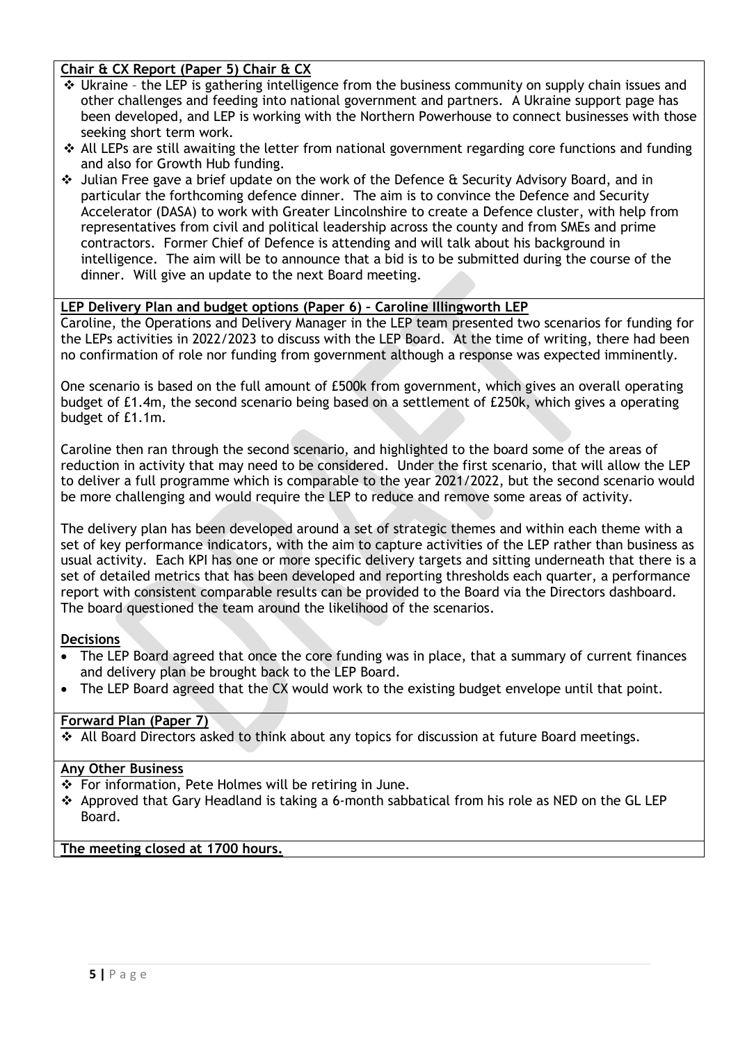**Chair & CX Report (Paper 5) Chair & CX**

- Ukraine – the LEP is gathering intelligence from the business community on supply chain issues and other challenges and feeding into national government and partners. A Ukraine support page has been developed, and LEP is working with the Northern Powerhouse to connect businesses with those seeking short term work.
- All LEPs are still awaiting the letter from national government regarding core functions and funding and also for Growth Hub funding.
- Julian Free gave a brief update on the work of the Defence & Security Advisory Board, and in particular the forthcoming defence dinner. The aim is to convince the Defence and Security Accelerator (DASA) to work with Greater Lincolnshire to create a Defence cluster, with help from representatives from civil and political leadership across the county and from SMEs and prime contractors. Former Chief of Defence is attending and will talk about his background in intelligence. The aim will be to announce that a bid is to be submitted during the course of the dinner. Will give an update to the next Board meeting.

**LEP Delivery Plan and budget options (Paper 6) – Caroline Illingworth LEP**

Caroline, the Operations and Delivery Manager in the LEP team presented two scenarios for funding for the LEPs activities in 2022/2023 to discuss with the LEP Board. At the time of writing, there had been no confirmation of role nor funding from government although a response was expected imminently.

One scenario is based on the full amount of £500k from government, which gives an overall operating budget of £1.4m, the second scenario being based on a settlement of £250k, which gives a operating budget of £1.1m.

Caroline then ran through the second scenario, and highlighted to the board some of the areas of reduction in activity that may need to be considered. Under the first scenario, that will allow the LEP to deliver a full programme which is comparable to the year 2021/2022, but the second scenario would be more challenging and would require the LEP to reduce and remove some areas of activity.

The delivery plan has been developed around a set of strategic themes and within each theme with a set of key performance indicators, with the aim to capture activities of the LEP rather than business as usual activity. Each KPI has one or more specific delivery targets and sitting underneath that there is a set of detailed metrics that has been developed and reporting thresholds each quarter, a performance report with consistent comparable results can be provided to the Board via the Directors dashboard. The board questioned the team around the likelihood of the scenarios.

**Decisions**

- The LEP Board agreed that once the core funding was in place, that a summary of current finances and delivery plan be brought back to the LEP Board.
- The LEP Board agreed that the CX would work to the existing budget envelope until that point.

**Forward Plan (Paper 7)**

- All Board Directors asked to think about any topics for discussion at future Board meetings.

**Any Other Business**

- For information, Pete Holmes will be retiring in June.
- Approved that Gary Headland is taking a 6-month sabbatical from his role as NED on the GL LEP Board.

**The meeting closed at 1700 hours.**